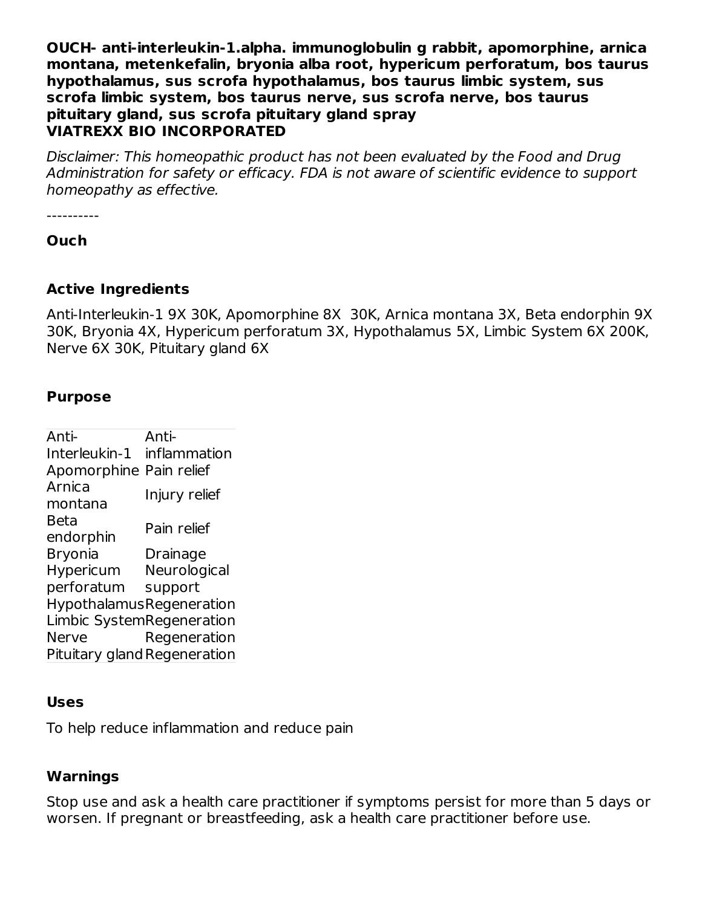**OUCH- anti-interleukin-1.alpha. immunoglobulin g rabbit, apomorphine, arnica montana, metenkefalin, bryonia alba root, hypericum perforatum, bos taurus hypothalamus, sus scrofa hypothalamus, bos taurus limbic system, sus scrofa limbic system, bos taurus nerve, sus scrofa nerve, bos taurus pituitary gland, sus scrofa pituitary gland spray**
**VIATREXX BIO INCORPORATED**

*Disclaimer: This homeopathic product has not been evaluated by the Food and Drug Administration for safety or efficacy. FDA is not aware of scientific evidence to support homeopathy as effective.*

----------

**Ouch**

### Active Ingredients

Anti-Interleukin-1 9X 30K, Apomorphine 8X 30K, Arnica montana 3X, Beta endorphin 9X 30K, Bryonia 4X, Hypericum perforatum 3X, Hypothalamus 5X, Limbic System 6X 200K, Nerve 6X 30K, Pituitary gland 6X

### Purpose

| | |
|---|---|
| Anti-Interleukin-1 | Anti-inflammation |
| Apomorphine | Pain relief |
| Arnica montana | Injury relief |
| Beta endorphin | Pain relief |
| Bryonia | Drainage |
| Hypericum perforatum | Neurological support |
| Hypothalamus | Regeneration |
| Limbic System | Regeneration |
| Nerve | Regeneration |
| Pituitary gland | Regeneration |

### Uses

To help reduce inflammation and reduce pain

### Warnings

Stop use and ask a health care practitioner if symptoms persist for more than 5 days or worsen. If pregnant or breastfeeding, ask a health care practitioner before use.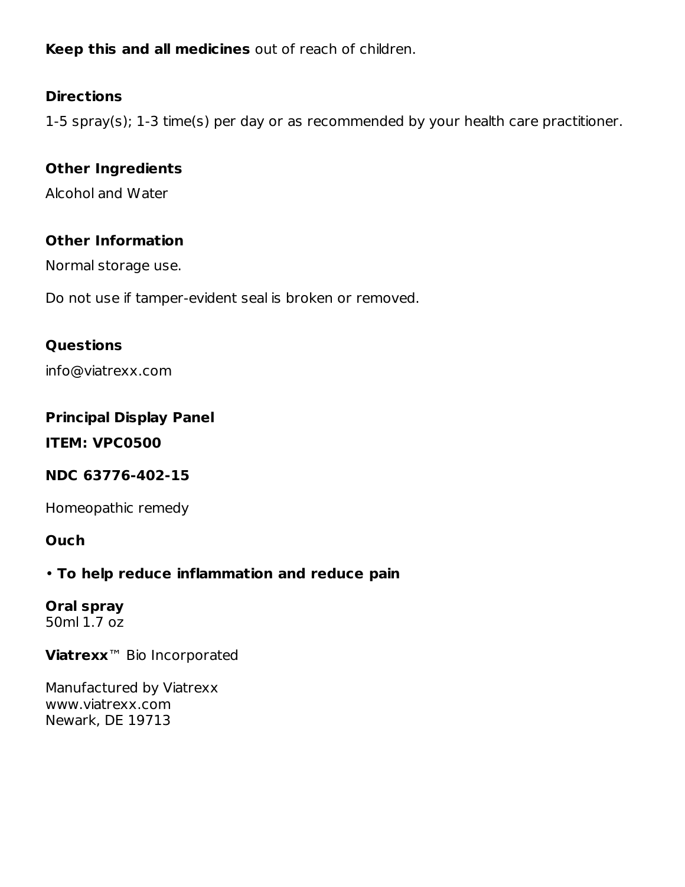**Keep this and all medicines** out of reach of children.

**Directions**

1-5 spray(s); 1-3 time(s) per day or as recommended by your health care practitioner.

**Other Ingredients**

Alcohol and Water

**Other Information**

Normal storage use.

Do not use if tamper-evident seal is broken or removed.

**Questions**

info@viatrexx.com

**Principal Display Panel**

**ITEM: VPC0500**

**NDC 63776-402-15**

Homeopathic remedy

**Ouch**

• **To help reduce inflammation and reduce pain**

**Oral spray**
50ml 1.7 oz

**Viatrexx**™ Bio Incorporated

Manufactured by Viatrexx
www.viatrexx.com
Newark, DE 19713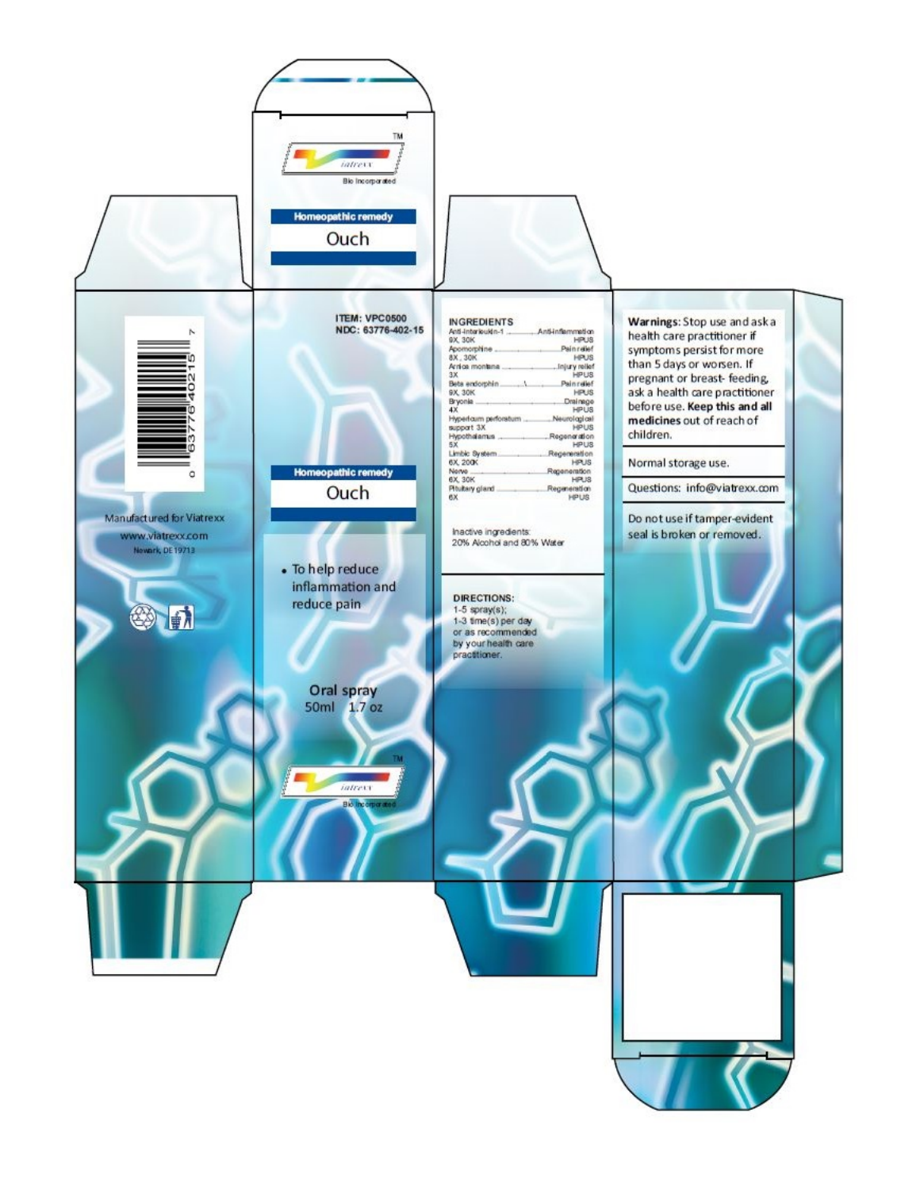viatrexx

Bio Incorporated

## Homeopathic remedy

# Ouch

0 63776 40215 7

Manufactured for Viatrexx

www.viatrexx.com

Newark, DE 19713

ITEM: VPC0500

NDC: 63776-402-15

## Homeopathic remedy

# Ouch

- To help reduce inflammation and reduce pain

Oral spray

50ml 1.7 oz

viatrexx

Bio Incorporated

## INGREDIENTS

| Ingredient | Purpose |
| --- | --- |
| Anti-Interleukin-1 9X, 30K | Anti-inflammation HPUS |
| Apomorphine 8X, 30K | Pain relief HPUS |
| Arnica montana 3X | Injury relief HPUS |
| Beta endorphin 9X, 30K | Pain relief HPUS |
| Bryonia 4X | Drainage HPUS |
| Hypericum perforatum support 3X | Neurological HPUS |
| Hypothalamus 5X | Regeneration HPUS |
| Limbic System 6X, 200K | Regeneration HPUS |
| Nerve 6X, 30K | Regeneration HPUS |
| Pituitary gland 6X | Regeneration HPUS |

Inactive ingredients:
20% Alcohol and 80% Water

**DIRECTIONS:**
1-5 spray(s);
1-3 time(s) per day
or as recommended
by your health care
practitioner.

**Warnings:** Stop use and ask a health care practitioner if symptoms persist for more than 5 days or worsen. If pregnant or breast- feeding, ask a health care practitioner before use. **Keep this and all medicines** out of reach of children.

Normal storage use.

Questions: info@viatrexx.com

Do not use if tamper-evident seal is broken or removed.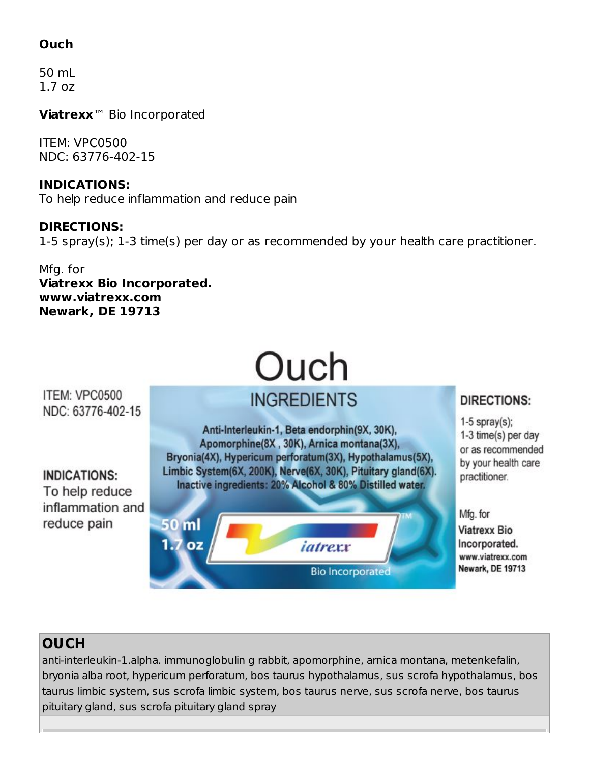**Ouch**

50 mL
1.7 oz

**Viatrexx**™ Bio Incorporated

ITEM: VPC0500
NDC: 63776-402-15

**INDICATIONS:**
To help reduce inflammation and reduce pain

**DIRECTIONS:**
1-5 spray(s); 1-3 time(s) per day or as recommended by your health care practitioner.

Mfg. for
**Viatrexx Bio Incorporated.**
**www.viatrexx.com**
**Newark, DE 19713**

# Ouch

ITEM: VPC0500
NDC: 63776-402-15

INDICATIONS:
To help reduce inflammation and reduce pain

## INGREDIENTS

Anti-Interleukin-1, Beta endorphin(9X, 30K), Apomorphine(8X , 30K), Arnica montana(3X), Bryonia(4X), Hypericum perforatum(3X), Hypothalamus(5X), Limbic System(6X, 200K), Nerve(6X, 30K), Pituitary gland(6X).
Inactive ingredients: 20% Alcohol & 80% Distilled water.

50 ml
1.7 oz

iatrexx™
Bio Incorporated

DIRECTIONS:
1-5 spray(s);
1-3 time(s) per day or as recommended by your health care practitioner.

Mfg. for
Viatrexx Bio Incorporated.
www.viatrexx.com
Newark, DE 19713

| **OUCH** |
|---|
| anti-interleukin-1.alpha. immunoglobulin g rabbit, apomorphine, arnica montana, metenkefalin, bryonia alba root, hypericum perforatum, bos taurus hypothalamus, sus scrofa hypothalamus, bos taurus limbic system, sus scrofa limbic system, bos taurus nerve, sus scrofa nerve, bos taurus pituitary gland, sus scrofa pituitary gland spray |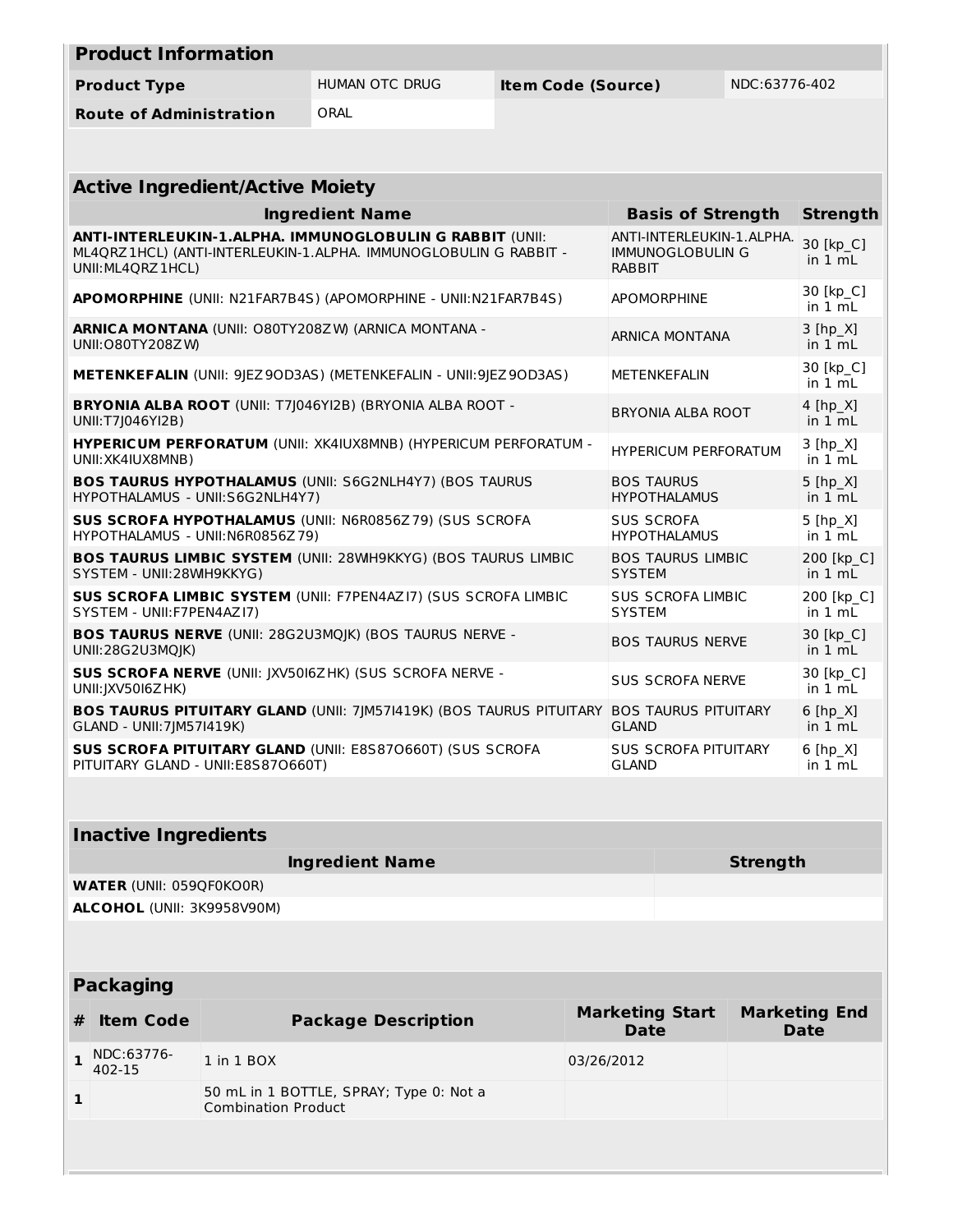## Product Information

| | | | |
|---|---|---|---|
| **Product Type** | HUMAN OTC DRUG | **Item Code (Source)** | NDC:63776-402 |
| **Route of Administration** | ORAL | | |

## Active Ingredient/Active Moiety

| Ingredient Name | Basis of Strength | Strength |
|---|---|---|
| **ANTI-INTERLEUKIN-1.ALPHA. IMMUNOGLOBULIN G RABBIT** (UNII: ML4QRZ1HCL) (ANTI-INTERLEUKIN-1.ALPHA. IMMUNOGLOBULIN G RABBIT - UNII:ML4QRZ1HCL) | ANTI-INTERLEUKIN-1.ALPHA. IMMUNOGLOBULIN G RABBIT | 30 [kp_C] in 1 mL |
| **APOMORPHINE** (UNII: N21FAR7B4S) (APOMORPHINE - UNII:N21FAR7B4S) | APOMORPHINE | 30 [kp_C] in 1 mL |
| **ARNICA MONTANA** (UNII: O80TY208ZW) (ARNICA MONTANA - UNII:O80TY208ZW) | ARNICA MONTANA | 3 [hp_X] in 1 mL |
| **METENKEFALIN** (UNII: 9JEZ9OD3AS) (METENKEFALIN - UNII:9JEZ9OD3AS) | METENKEFALIN | 30 [kp_C] in 1 mL |
| **BRYONIA ALBA ROOT** (UNII: T7J046YI2B) (BRYONIA ALBA ROOT - UNII:T7J046YI2B) | BRYONIA ALBA ROOT | 4 [hp_X] in 1 mL |
| **HYPERICUM PERFORATUM** (UNII: XK4IUX8MNB) (HYPERICUM PERFORATUM - UNII:XK4IUX8MNB) | HYPERICUM PERFORATUM | 3 [hp_X] in 1 mL |
| **BOS TAURUS HYPOTHALAMUS** (UNII: S6G2NLH4Y7) (BOS TAURUS HYPOTHALAMUS - UNII:S6G2NLH4Y7) | BOS TAURUS HYPOTHALAMUS | 5 [hp_X] in 1 mL |
| **SUS SCROFA HYPOTHALAMUS** (UNII: N6R0856Z79) (SUS SCROFA HYPOTHALAMUS - UNII:N6R0856Z79) | SUS SCROFA HYPOTHALAMUS | 5 [hp_X] in 1 mL |
| **BOS TAURUS LIMBIC SYSTEM** (UNII: 28WIH9KKYG) (BOS TAURUS LIMBIC SYSTEM - UNII:28WIH9KKYG) | BOS TAURUS LIMBIC SYSTEM | 200 [kp_C] in 1 mL |
| **SUS SCROFA LIMBIC SYSTEM** (UNII: F7PEN4AZI7) (SUS SCROFA LIMBIC SYSTEM - UNII:F7PEN4AZI7) | SUS SCROFA LIMBIC SYSTEM | 200 [kp_C] in 1 mL |
| **BOS TAURUS NERVE** (UNII: 28G2U3MQJK) (BOS TAURUS NERVE - UNII:28G2U3MQJK) | BOS TAURUS NERVE | 30 [kp_C] in 1 mL |
| **SUS SCROFA NERVE** (UNII: JXV50I6ZHK) (SUS SCROFA NERVE - UNII:JXV50I6ZHK) | SUS SCROFA NERVE | 30 [kp_C] in 1 mL |
| **BOS TAURUS PITUITARY GLAND** (UNII: 7JM57I419K) (BOS TAURUS PITUITARY GLAND - UNII:7JM57I419K) | BOS TAURUS PITUITARY GLAND | 6 [hp_X] in 1 mL |
| **SUS SCROFA PITUITARY GLAND** (UNII: E8S87O660T) (SUS SCROFA PITUITARY GLAND - UNII:E8S87O660T) | SUS SCROFA PITUITARY GLAND | 6 [hp_X] in 1 mL |

## Inactive Ingredients

| Ingredient Name | Strength |
|---|---|
| **WATER** (UNII: 059QF0KO0R) | |
| **ALCOHOL** (UNII: 3K9958V90M) | |

## Packaging

| # | Item Code | Package Description | Marketing Start Date | Marketing End Date |
|---|---|---|---|---|
| 1 | NDC:63776-402-15 | 1 in 1 BOX | 03/26/2012 | |
| 1 | | 50 mL in 1 BOTTLE, SPRAY; Type 0: Not a Combination Product | | |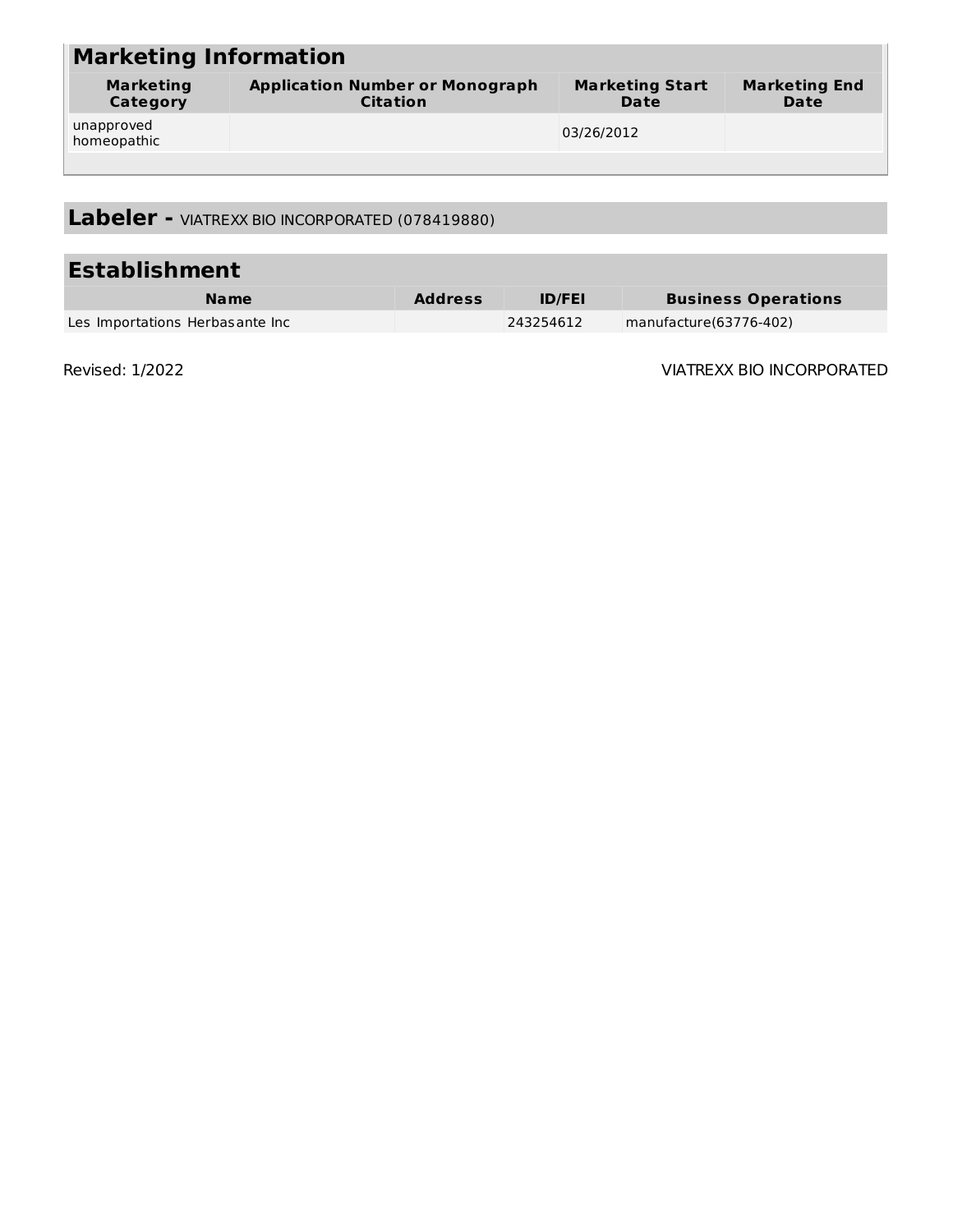## Marketing Information

| Marketing Category | Application Number or Monograph Citation | Marketing Start Date | Marketing End Date |
|---|---|---|---|
| unapproved homeopathic | | 03/26/2012 | |

## Labeler - VIATREXX BIO INCORPORATED (078419880)

## Establishment

| Name | Address | ID/FEI | Business Operations |
|---|---|---|---|
| Les Importations Herbasante Inc | | 243254612 | manufacture(63776-402) |

Revised: 1/2022

VIATREXX BIO INCORPORATED